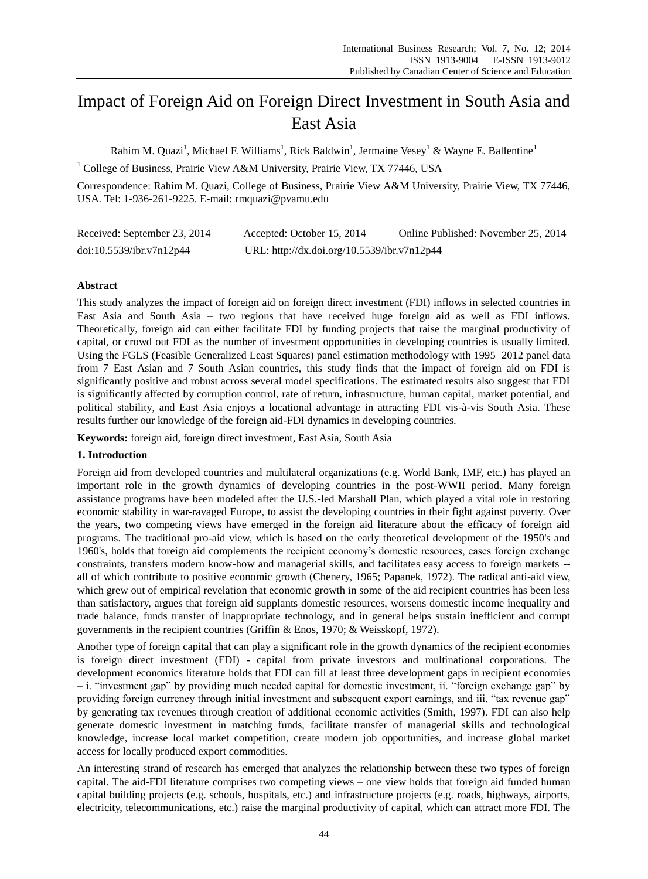# Impact of Foreign Aid on Foreign Direct Investment in South Asia and East Asia

Rahim M. Quazi[1], Michael F. Williams[1], Rick Baldwin[1], Jermaine Vesey[1] & Wayne E. Ballentine[1]

[1] College of Business, Prairie View A&M University, Prairie View, TX 77446, USA

Correspondence: Rahim M. Quazi, College of Business, Prairie View A&M University, Prairie View, TX 77446, USA. Tel: 1-936-261-9225. E-mail: rmquazi@pvamu.edu

Received: September 23, 2014 Accepted: October 15, 2014 Online Published: November 25, 2014

doi:10.5539/ibr.v7n12p44 URL: http://dx.doi.org/10.5539/ibr.v7n12p44

## Abstract

This study analyzes the impact of foreign aid on foreign direct investment (FDI) inflows in selected countries in East Asia and South Asia – two regions that have received huge foreign aid as well as FDI inflows. Theoretically, foreign aid can either facilitate FDI by funding projects that raise the marginal productivity of capital, or crowd out FDI as the number of investment opportunities in developing countries is usually limited. Using the FGLS (Feasible Generalized Least Squares) panel estimation methodology with 1995–2012 panel data from 7 East Asian and 7 South Asian countries, this study finds that the impact of foreign aid on FDI is significantly positive and robust across several model specifications. The estimated results also suggest that FDI is significantly affected by corruption control, rate of return, infrastructure, human capital, market potential, and political stability, and East Asia enjoys a locational advantage in attracting FDI vis-à-vis South Asia. These results further our knowledge of the foreign aid-FDI dynamics in developing countries.

**Keywords:** foreign aid, foreign direct investment, East Asia, South Asia

## 1. Introduction

Foreign aid from developed countries and multilateral organizations (e.g. World Bank, IMF, etc.) has played an important role in the growth dynamics of developing countries in the post-WWII period. Many foreign assistance programs have been modeled after the U.S.-led Marshall Plan, which played a vital role in restoring economic stability in war-ravaged Europe, to assist the developing countries in their fight against poverty. Over the years, two competing views have emerged in the foreign aid literature about the efficacy of foreign aid programs. The traditional pro-aid view, which is based on the early theoretical development of the 1950's and 1960's, holds that foreign aid complements the recipient economy's domestic resources, eases foreign exchange constraints, transfers modern know-how and managerial skills, and facilitates easy access to foreign markets -- all of which contribute to positive economic growth (Chenery, 1965; Papanek, 1972). The radical anti-aid view, which grew out of empirical revelation that economic growth in some of the aid recipient countries has been less than satisfactory, argues that foreign aid supplants domestic resources, worsens domestic income inequality and trade balance, funds transfer of inappropriate technology, and in general helps sustain inefficient and corrupt governments in the recipient countries (Griffin & Enos, 1970; & Weisskopf, 1972).

Another type of foreign capital that can play a significant role in the growth dynamics of the recipient economies is foreign direct investment (FDI) - capital from private investors and multinational corporations. The development economics literature holds that FDI can fill at least three development gaps in recipient economies – i. "investment gap" by providing much needed capital for domestic investment, ii. "foreign exchange gap" by providing foreign currency through initial investment and subsequent export earnings, and iii. "tax revenue gap" by generating tax revenues through creation of additional economic activities (Smith, 1997). FDI can also help generate domestic investment in matching funds, facilitate transfer of managerial skills and technological knowledge, increase local market competition, create modern job opportunities, and increase global market access for locally produced export commodities.

An interesting strand of research has emerged that analyzes the relationship between these two types of foreign capital. The aid-FDI literature comprises two competing views – one view holds that foreign aid funded human capital building projects (e.g. schools, hospitals, etc.) and infrastructure projects (e.g. roads, highways, airports, electricity, telecommunications, etc.) raise the marginal productivity of capital, which can attract more FDI. The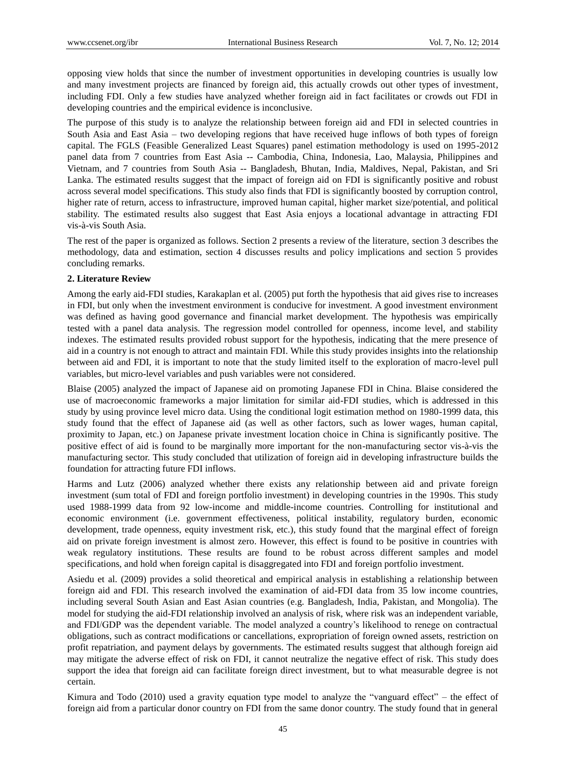opposing view holds that since the number of investment opportunities in developing countries is usually low and many investment projects are financed by foreign aid, this actually crowds out other types of investment, including FDI. Only a few studies have analyzed whether foreign aid in fact facilitates or crowds out FDI in developing countries and the empirical evidence is inconclusive.

The purpose of this study is to analyze the relationship between foreign aid and FDI in selected countries in South Asia and East Asia – two developing regions that have received huge inflows of both types of foreign capital. The FGLS (Feasible Generalized Least Squares) panel estimation methodology is used on 1995-2012 panel data from 7 countries from East Asia -- Cambodia, China, Indonesia, Lao, Malaysia, Philippines and Vietnam, and 7 countries from South Asia -- Bangladesh, Bhutan, India, Maldives, Nepal, Pakistan, and Sri Lanka. The estimated results suggest that the impact of foreign aid on FDI is significantly positive and robust across several model specifications. This study also finds that FDI is significantly boosted by corruption control, higher rate of return, access to infrastructure, improved human capital, higher market size/potential, and political stability. The estimated results also suggest that East Asia enjoys a locational advantage in attracting FDI vis-à-vis South Asia.

The rest of the paper is organized as follows. Section 2 presents a review of the literature, section 3 describes the methodology, data and estimation, section 4 discusses results and policy implications and section 5 provides concluding remarks.

## 2. Literature Review

Among the early aid-FDI studies, Karakaplan et al. (2005) put forth the hypothesis that aid gives rise to increases in FDI, but only when the investment environment is conducive for investment. A good investment environment was defined as having good governance and financial market development. The hypothesis was empirically tested with a panel data analysis. The regression model controlled for openness, income level, and stability indexes. The estimated results provided robust support for the hypothesis, indicating that the mere presence of aid in a country is not enough to attract and maintain FDI. While this study provides insights into the relationship between aid and FDI, it is important to note that the study limited itself to the exploration of macro-level pull variables, but micro-level variables and push variables were not considered.

Blaise (2005) analyzed the impact of Japanese aid on promoting Japanese FDI in China. Blaise considered the use of macroeconomic frameworks a major limitation for similar aid-FDI studies, which is addressed in this study by using province level micro data. Using the conditional logit estimation method on 1980-1999 data, this study found that the effect of Japanese aid (as well as other factors, such as lower wages, human capital, proximity to Japan, etc.) on Japanese private investment location choice in China is significantly positive. The positive effect of aid is found to be marginally more important for the non-manufacturing sector vis-à-vis the manufacturing sector. This study concluded that utilization of foreign aid in developing infrastructure builds the foundation for attracting future FDI inflows.

Harms and Lutz (2006) analyzed whether there exists any relationship between aid and private foreign investment (sum total of FDI and foreign portfolio investment) in developing countries in the 1990s. This study used 1988-1999 data from 92 low-income and middle-income countries. Controlling for institutional and economic environment (i.e. government effectiveness, political instability, regulatory burden, economic development, trade openness, equity investment risk, etc.), this study found that the marginal effect of foreign aid on private foreign investment is almost zero. However, this effect is found to be positive in countries with weak regulatory institutions. These results are found to be robust across different samples and model specifications, and hold when foreign capital is disaggregated into FDI and foreign portfolio investment.

Asiedu et al. (2009) provides a solid theoretical and empirical analysis in establishing a relationship between foreign aid and FDI. This research involved the examination of aid-FDI data from 35 low income countries, including several South Asian and East Asian countries (e.g. Bangladesh, India, Pakistan, and Mongolia). The model for studying the aid-FDI relationship involved an analysis of risk, where risk was an independent variable, and FDI/GDP was the dependent variable. The model analyzed a country's likelihood to renege on contractual obligations, such as contract modifications or cancellations, expropriation of foreign owned assets, restriction on profit repatriation, and payment delays by governments. The estimated results suggest that although foreign aid may mitigate the adverse effect of risk on FDI, it cannot neutralize the negative effect of risk. This study does support the idea that foreign aid can facilitate foreign direct investment, but to what measurable degree is not certain.

Kimura and Todo (2010) used a gravity equation type model to analyze the "vanguard effect" – the effect of foreign aid from a particular donor country on FDI from the same donor country. The study found that in general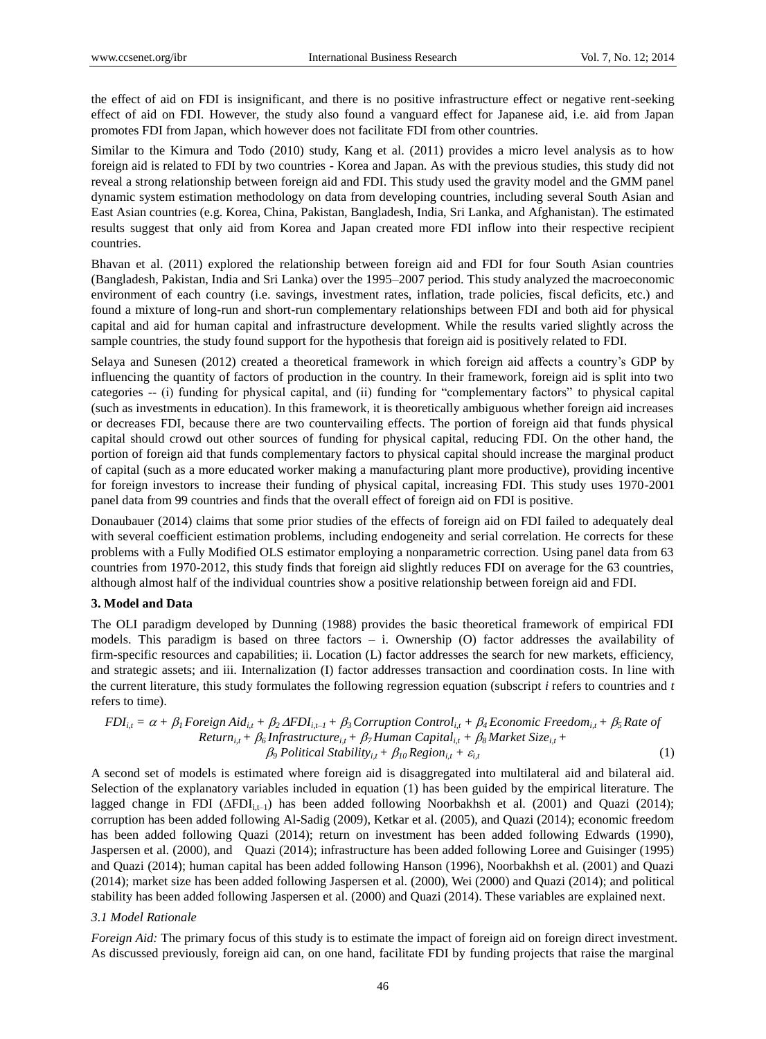the effect of aid on FDI is insignificant, and there is no positive infrastructure effect or negative rent-seeking effect of aid on FDI. However, the study also found a vanguard effect for Japanese aid, i.e. aid from Japan promotes FDI from Japan, which however does not facilitate FDI from other countries.

Similar to the Kimura and Todo (2010) study, Kang et al. (2011) provides a micro level analysis as to how foreign aid is related to FDI by two countries - Korea and Japan. As with the previous studies, this study did not reveal a strong relationship between foreign aid and FDI. This study used the gravity model and the GMM panel dynamic system estimation methodology on data from developing countries, including several South Asian and East Asian countries (e.g. Korea, China, Pakistan, Bangladesh, India, Sri Lanka, and Afghanistan). The estimated results suggest that only aid from Korea and Japan created more FDI inflow into their respective recipient countries.

Bhavan et al. (2011) explored the relationship between foreign aid and FDI for four South Asian countries (Bangladesh, Pakistan, India and Sri Lanka) over the 1995–2007 period. This study analyzed the macroeconomic environment of each country (i.e. savings, investment rates, inflation, trade policies, fiscal deficits, etc.) and found a mixture of long-run and short-run complementary relationships between FDI and both aid for physical capital and aid for human capital and infrastructure development. While the results varied slightly across the sample countries, the study found support for the hypothesis that foreign aid is positively related to FDI.

Selaya and Sunesen (2012) created a theoretical framework in which foreign aid affects a country's GDP by influencing the quantity of factors of production in the country. In their framework, foreign aid is split into two categories -- (i) funding for physical capital, and (ii) funding for "complementary factors" to physical capital (such as investments in education). In this framework, it is theoretically ambiguous whether foreign aid increases or decreases FDI, because there are two countervailing effects. The portion of foreign aid that funds physical capital should crowd out other sources of funding for physical capital, reducing FDI. On the other hand, the portion of foreign aid that funds complementary factors to physical capital should increase the marginal product of capital (such as a more educated worker making a manufacturing plant more productive), providing incentive for foreign investors to increase their funding of physical capital, increasing FDI. This study uses 1970-2001 panel data from 99 countries and finds that the overall effect of foreign aid on FDI is positive.

Donaubauer (2014) claims that some prior studies of the effects of foreign aid on FDI failed to adequately deal with several coefficient estimation problems, including endogeneity and serial correlation. He corrects for these problems with a Fully Modified OLS estimator employing a nonparametric correction. Using panel data from 63 countries from 1970-2012, this study finds that foreign aid slightly reduces FDI on average for the 63 countries, although almost half of the individual countries show a positive relationship between foreign aid and FDI.

## 3. Model and Data

The OLI paradigm developed by Dunning (1988) provides the basic theoretical framework of empirical FDI models. This paradigm is based on three factors – i. Ownership (O) factor addresses the availability of firm-specific resources and capabilities; ii. Location (L) factor addresses the search for new markets, efficiency, and strategic assets; and iii. Internalization (I) factor addresses transaction and coordination costs. In line with the current literature, this study formulates the following regression equation (subscript *i* refers to countries and *t* refers to time).

$$FDI_{i,t} = \alpha + \beta_1 Foreign\ Aid_{i,t} + \beta_2 \Delta FDI_{i,t-1} + \beta_3 Corruption\ Control_{i,t} + \beta_4 Economic\ Freedom_{i,t} + \beta_5 Rate\ of\ Return_{i,t} + \beta_6 Infrastructure_{i,t} + \beta_7 Human\ Capital_{i,t} + \beta_8 Market\ Size_{i,t} + \beta_9 Political\ Stability_{i,t} + \beta_{10} Region_{i,t} + \varepsilon_{i,t} \quad (1)$$

A second set of models is estimated where foreign aid is disaggregated into multilateral aid and bilateral aid. Selection of the explanatory variables included in equation (1) has been guided by the empirical literature. The lagged change in FDI ($\Delta FDI_{i,t-1}$) has been added following Noorbakhsh et al. (2001) and Quazi (2014); corruption has been added following Al-Sadig (2009), Ketkar et al. (2005), and Quazi (2014); economic freedom has been added following Quazi (2014); return on investment has been added following Edwards (1990), Jaspersen et al. (2000), and Quazi (2014); infrastructure has been added following Loree and Guisinger (1995) and Quazi (2014); human capital has been added following Hanson (1996), Noorbakhsh et al. (2001) and Quazi (2014); market size has been added following Jaspersen et al. (2000), Wei (2000) and Quazi (2014); and political stability has been added following Jaspersen et al. (2000) and Quazi (2014). These variables are explained next.

### 3.1 Model Rationale

*Foreign Aid:* The primary focus of this study is to estimate the impact of foreign aid on foreign direct investment. As discussed previously, foreign aid can, on one hand, facilitate FDI by funding projects that raise the marginal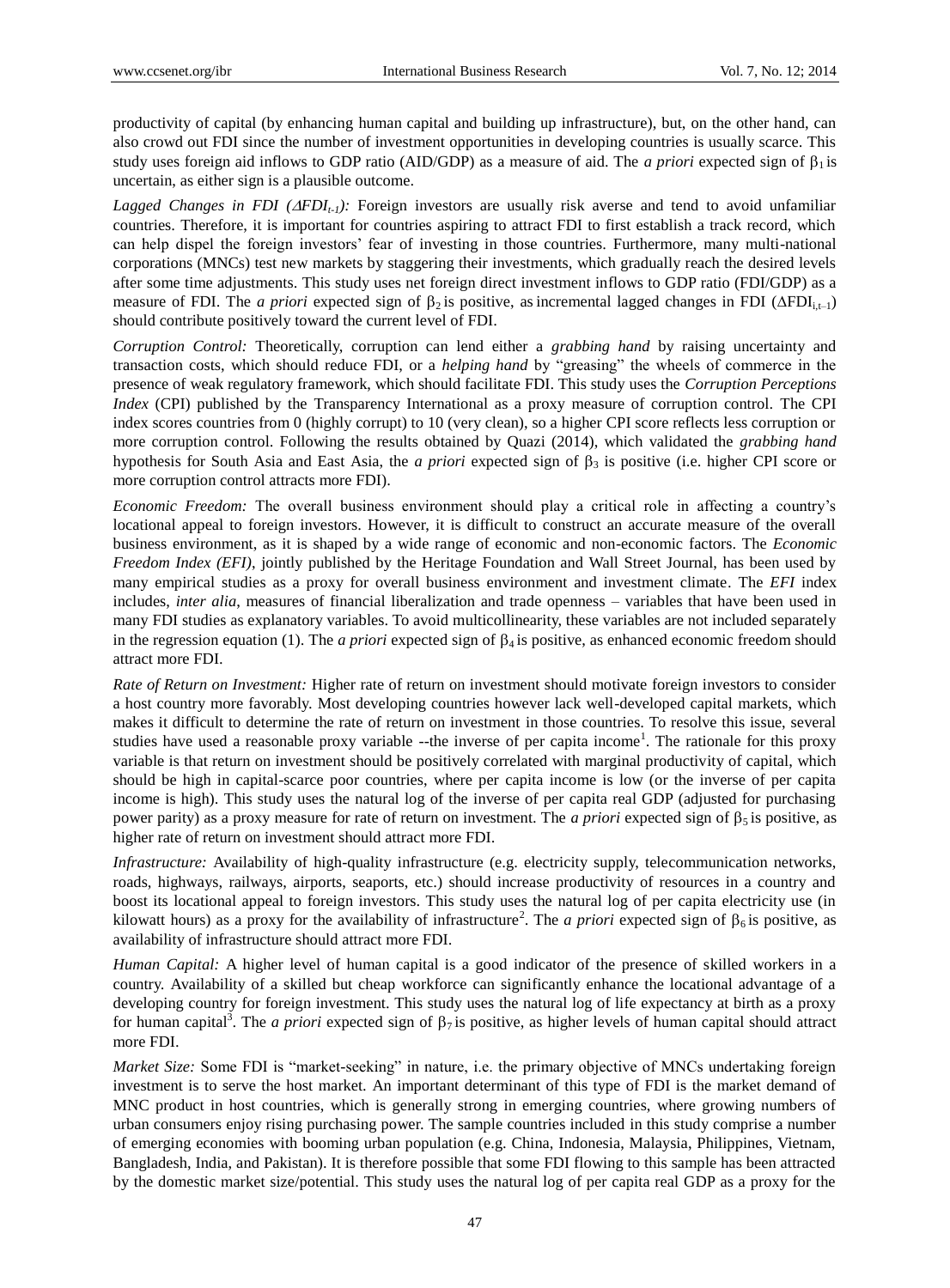productivity of capital (by enhancing human capital and building up infrastructure), but, on the other hand, can also crowd out FDI since the number of investment opportunities in developing countries is usually scarce. This study uses foreign aid inflows to GDP ratio (AID/GDP) as a measure of aid. The *a priori* expected sign of $\beta_1$ is uncertain, as either sign is a plausible outcome.

*Lagged Changes in FDI ($\Delta FDI_{t-1}$):* Foreign investors are usually risk averse and tend to avoid unfamiliar countries. Therefore, it is important for countries aspiring to attract FDI to first establish a track record, which can help dispel the foreign investors' fear of investing in those countries. Furthermore, many multi-national corporations (MNCs) test new markets by staggering their investments, which gradually reach the desired levels after some time adjustments. This study uses net foreign direct investment inflows to GDP ratio (FDI/GDP) as a measure of FDI. The *a priori* expected sign of $\beta_2$ is positive, as incremental lagged changes in FDI ($\Delta FDI_{i,t-1}$) should contribute positively toward the current level of FDI.

*Corruption Control:* Theoretically, corruption can lend either a *grabbing hand* by raising uncertainty and transaction costs, which should reduce FDI, or a *helping hand* by "greasing" the wheels of commerce in the presence of weak regulatory framework, which should facilitate FDI. This study uses the *Corruption Perceptions Index* (CPI) published by the Transparency International as a proxy measure of corruption control. The CPI index scores countries from 0 (highly corrupt) to 10 (very clean), so a higher CPI score reflects less corruption or more corruption control. Following the results obtained by Quazi (2014), which validated the *grabbing hand* hypothesis for South Asia and East Asia, the *a priori* expected sign of $\beta_3$ is positive (i.e. higher CPI score or more corruption control attracts more FDI).

*Economic Freedom:* The overall business environment should play a critical role in affecting a country's locational appeal to foreign investors. However, it is difficult to construct an accurate measure of the overall business environment, as it is shaped by a wide range of economic and non-economic factors. The *Economic Freedom Index (EFI)*, jointly published by the Heritage Foundation and Wall Street Journal, has been used by many empirical studies as a proxy for overall business environment and investment climate. The *EFI* index includes, *inter alia*, measures of financial liberalization and trade openness – variables that have been used in many FDI studies as explanatory variables. To avoid multicollinearity, these variables are not included separately in the regression equation (1). The *a priori* expected sign of $\beta_4$ is positive, as enhanced economic freedom should attract more FDI.

*Rate of Return on Investment:* Higher rate of return on investment should motivate foreign investors to consider a host country more favorably. Most developing countries however lack well-developed capital markets, which makes it difficult to determine the rate of return on investment in those countries. To resolve this issue, several studies have used a reasonable proxy variable --the inverse of per capita income[1]. The rationale for this proxy variable is that return on investment should be positively correlated with marginal productivity of capital, which should be high in capital-scarce poor countries, where per capita income is low (or the inverse of per capita income is high). This study uses the natural log of the inverse of per capita real GDP (adjusted for purchasing power parity) as a proxy measure for rate of return on investment. The *a priori* expected sign of $\beta_5$ is positive, as higher rate of return on investment should attract more FDI.

*Infrastructure:* Availability of high-quality infrastructure (e.g. electricity supply, telecommunication networks, roads, highways, railways, airports, seaports, etc.) should increase productivity of resources in a country and boost its locational appeal to foreign investors. This study uses the natural log of per capita electricity use (in kilowatt hours) as a proxy for the availability of infrastructure[2]. The *a priori* expected sign of $\beta_6$ is positive, as availability of infrastructure should attract more FDI.

*Human Capital:* A higher level of human capital is a good indicator of the presence of skilled workers in a country. Availability of a skilled but cheap workforce can significantly enhance the locational advantage of a developing country for foreign investment. This study uses the natural log of life expectancy at birth as a proxy for human capital[3]. The *a priori* expected sign of $\beta_7$ is positive, as higher levels of human capital should attract more FDI.

*Market Size:* Some FDI is "market-seeking" in nature, i.e. the primary objective of MNCs undertaking foreign investment is to serve the host market. An important determinant of this type of FDI is the market demand of MNC product in host countries, which is generally strong in emerging countries, where growing numbers of urban consumers enjoy rising purchasing power. The sample countries included in this study comprise a number of emerging economies with booming urban population (e.g. China, Indonesia, Malaysia, Philippines, Vietnam, Bangladesh, India, and Pakistan). It is therefore possible that some FDI flowing to this sample has been attracted by the domestic market size/potential. This study uses the natural log of per capita real GDP as a proxy for the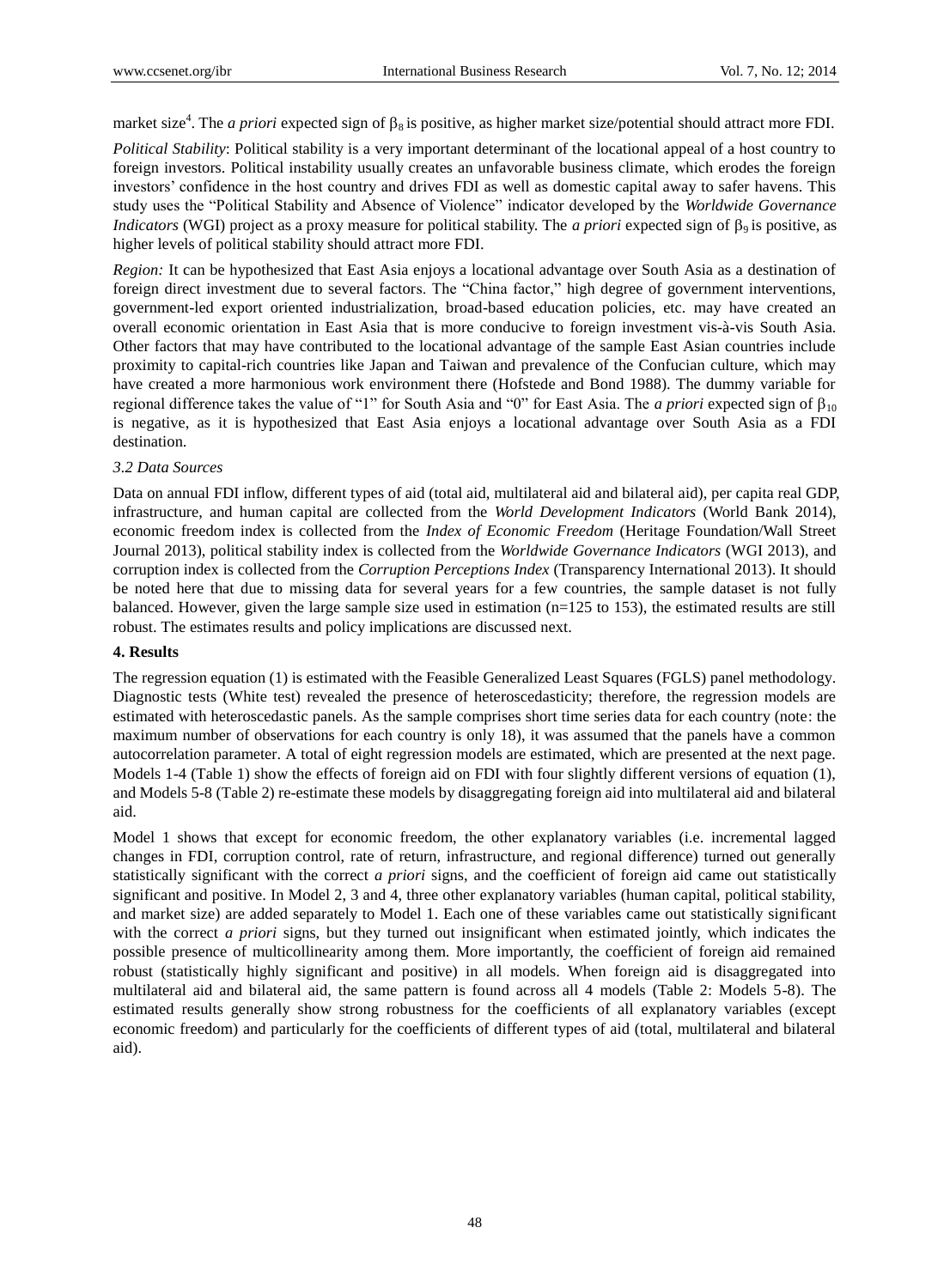market size[4]. The *a priori* expected sign of $\beta_8$ is positive, as higher market size/potential should attract more FDI.

*Political Stability*: Political stability is a very important determinant of the locational appeal of a host country to foreign investors. Political instability usually creates an unfavorable business climate, which erodes the foreign investors' confidence in the host country and drives FDI as well as domestic capital away to safer havens. This study uses the "Political Stability and Absence of Violence" indicator developed by the *Worldwide Governance Indicators* (WGI) project as a proxy measure for political stability. The *a priori* expected sign of $\beta_9$ is positive, as higher levels of political stability should attract more FDI.

*Region:* It can be hypothesized that East Asia enjoys a locational advantage over South Asia as a destination of foreign direct investment due to several factors. The "China factor," high degree of government interventions, government-led export oriented industrialization, broad-based education policies, etc. may have created an overall economic orientation in East Asia that is more conducive to foreign investment vis-à-vis South Asia. Other factors that may have contributed to the locational advantage of the sample East Asian countries include proximity to capital-rich countries like Japan and Taiwan and prevalence of the Confucian culture, which may have created a more harmonious work environment there (Hofstede and Bond 1988). The dummy variable for regional difference takes the value of "1" for South Asia and "0" for East Asia. The *a priori* expected sign of $\beta_{10}$ is negative, as it is hypothesized that East Asia enjoys a locational advantage over South Asia as a FDI destination.

### 3.2 Data Sources

Data on annual FDI inflow, different types of aid (total aid, multilateral aid and bilateral aid), per capita real GDP, infrastructure, and human capital are collected from the *World Development Indicators* (World Bank 2014), economic freedom index is collected from the *Index of Economic Freedom* (Heritage Foundation/Wall Street Journal 2013), political stability index is collected from the *Worldwide Governance Indicators* (WGI 2013), and corruption index is collected from the *Corruption Perceptions Index* (Transparency International 2013). It should be noted here that due to missing data for several years for a few countries, the sample dataset is not fully balanced. However, given the large sample size used in estimation (n=125 to 153), the estimated results are still robust. The estimates results and policy implications are discussed next.

## 4. Results

The regression equation (1) is estimated with the Feasible Generalized Least Squares (FGLS) panel methodology. Diagnostic tests (White test) revealed the presence of heteroscedasticity; therefore, the regression models are estimated with heteroscedastic panels. As the sample comprises short time series data for each country (note: the maximum number of observations for each country is only 18), it was assumed that the panels have a common autocorrelation parameter. A total of eight regression models are estimated, which are presented at the next page. Models 1-4 (Table 1) show the effects of foreign aid on FDI with four slightly different versions of equation (1), and Models 5-8 (Table 2) re-estimate these models by disaggregating foreign aid into multilateral aid and bilateral aid.

Model 1 shows that except for economic freedom, the other explanatory variables (i.e. incremental lagged changes in FDI, corruption control, rate of return, infrastructure, and regional difference) turned out generally statistically significant with the correct *a priori* signs, and the coefficient of foreign aid came out statistically significant and positive. In Model 2, 3 and 4, three other explanatory variables (human capital, political stability, and market size) are added separately to Model 1. Each one of these variables came out statistically significant with the correct *a priori* signs, but they turned out insignificant when estimated jointly, which indicates the possible presence of multicollinearity among them. More importantly, the coefficient of foreign aid remained robust (statistically highly significant and positive) in all models. When foreign aid is disaggregated into multilateral aid and bilateral aid, the same pattern is found across all 4 models (Table 2: Models 5-8). The estimated results generally show strong robustness for the coefficients of all explanatory variables (except economic freedom) and particularly for the coefficients of different types of aid (total, multilateral and bilateral aid).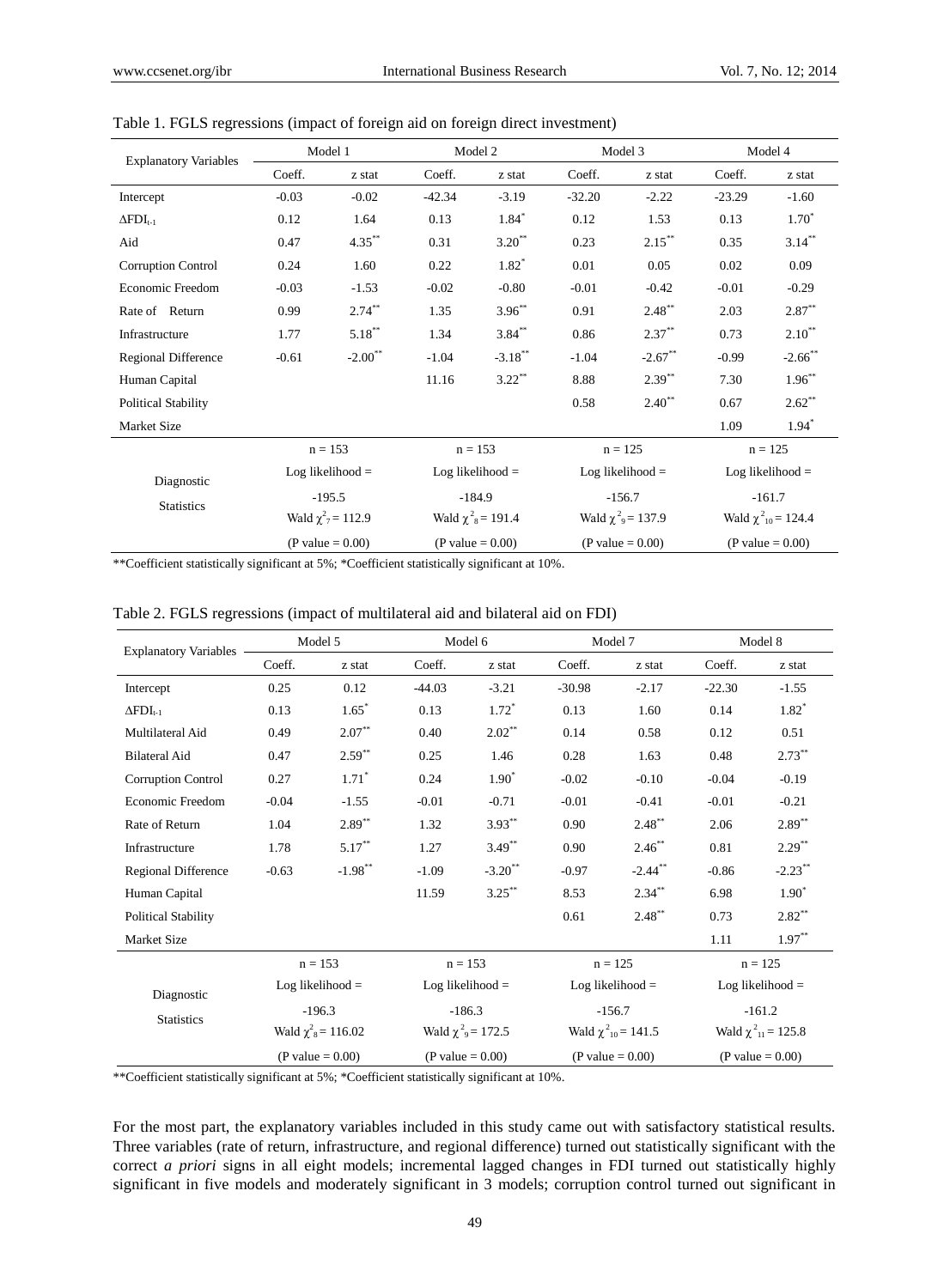Table 1. FGLS regressions (impact of foreign aid on foreign direct investment)

| Explanatory Variables | Model 1 | | Model 2 | | Model 3 | | Model 4 | |
|---|---|---|---|---|---|---|---|---|
| | Coeff. | z stat | Coeff. | z stat | Coeff. | z stat | Coeff. | z stat |
| Intercept | -0.03 | -0.02 | -42.34 | -3.19 | -32.20 | -2.22 | -23.29 | -1.60 |
| $\Delta FDI_{t-1}$ | 0.12 | 1.64 | 0.13 | 1.84* | 0.12 | 1.53 | 0.13 | 1.70* |
| Aid | 0.47 | 4.35** | 0.31 | 3.20** | 0.23 | 2.15** | 0.35 | 3.14** |
| Corruption Control | 0.24 | 1.60 | 0.22 | 1.82* | 0.01 | 0.05 | 0.02 | 0.09 |
| Economic Freedom | -0.03 | -1.53 | -0.02 | -0.80 | -0.01 | -0.42 | -0.01 | -0.29 |
| Rate of Return | 0.99 | 2.74** | 1.35 | 3.96** | 0.91 | 2.48** | 2.03 | 2.87** |
| Infrastructure | 1.77 | 5.18** | 1.34 | 3.84** | 0.86 | 2.37** | 0.73 | 2.10** |
| Regional Difference | -0.61 | -2.00** | -1.04 | -3.18** | -1.04 | -2.67** | -0.99 | -2.66** |
| Human Capital | | | 11.16 | 3.22** | 8.88 | 2.39** | 7.30 | 1.96** |
| Political Stability | | | | | 0.58 | 2.40** | 0.67 | 2.62** |
| Market Size | | | | | | | 1.09 | 1.94* |
| Diagnostic Statistics | n = 153; Log likelihood = -195.5; Wald $\chi^2_7$ = 112.9 (P value = 0.00) | | n = 153; Log likelihood = -184.9; Wald $\chi^2_8$ = 191.4 (P value = 0.00) | | n = 125; Log likelihood = -156.7; Wald $\chi^2_9$ = 137.9 (P value = 0.00) | | n = 125; Log likelihood = -161.7; Wald $\chi^2_{10}$ = 124.4 (P value = 0.00) | |

**Coefficient statistically significant at 5%; *Coefficient statistically significant at 10%.

Table 2. FGLS regressions (impact of multilateral aid and bilateral aid on FDI)

| Explanatory Variables | Model 5 | | Model 6 | | Model 7 | | Model 8 | |
|---|---|---|---|---|---|---|---|---|
| | Coeff. | z stat | Coeff. | z stat | Coeff. | z stat | Coeff. | z stat |
| Intercept | 0.25 | 0.12 | -44.03 | -3.21 | -30.98 | -2.17 | -22.30 | -1.55 |
| $\Delta FDI_{t-1}$ | 0.13 | 1.65* | 0.13 | 1.72* | 0.13 | 1.60 | 0.14 | 1.82* |
| Multilateral Aid | 0.49 | 2.07** | 0.40 | 2.02** | 0.14 | 0.58 | 0.12 | 0.51 |
| Bilateral Aid | 0.47 | 2.59** | 0.25 | 1.46 | 0.28 | 1.63 | 0.48 | 2.73** |
| Corruption Control | 0.27 | 1.71* | 0.24 | 1.90* | -0.02 | -0.10 | -0.04 | -0.19 |
| Economic Freedom | -0.04 | -1.55 | -0.01 | -0.71 | -0.01 | -0.41 | -0.01 | -0.21 |
| Rate of Return | 1.04 | 2.89** | 1.32 | 3.93** | 0.90 | 2.48** | 2.06 | 2.89** |
| Infrastructure | 1.78 | 5.17** | 1.27 | 3.49** | 0.90 | 2.46** | 0.81 | 2.29** |
| Regional Difference | -0.63 | -1.98** | -1.09 | -3.20** | -0.97 | -2.44** | -0.86 | -2.23** |
| Human Capital | | | 11.59 | 3.25** | 8.53 | 2.34** | 6.98 | 1.90* |
| Political Stability | | | | | 0.61 | 2.48** | 0.73 | 2.82** |
| Market Size | | | | | | | 1.11 | 1.97** |
| Diagnostic Statistics | n = 153; Log likelihood = -196.3; Wald $\chi^2_8$ = 116.02 (P value = 0.00) | | n = 153; Log likelihood = -186.3; Wald $\chi^2_9$ = 172.5 (P value = 0.00) | | n = 125; Log likelihood = -156.7; Wald $\chi^2_{10}$ = 141.5 (P value = 0.00) | | n = 125; Log likelihood = -161.2; Wald $\chi^2_{11}$ = 125.8 (P value = 0.00) | |

**Coefficient statistically significant at 5%; *Coefficient statistically significant at 10%.

For the most part, the explanatory variables included in this study came out with satisfactory statistical results. Three variables (rate of return, infrastructure, and regional difference) turned out statistically significant with the correct *a priori* signs in all eight models; incremental lagged changes in FDI turned out statistically highly significant in five models and moderately significant in 3 models; corruption control turned out significant in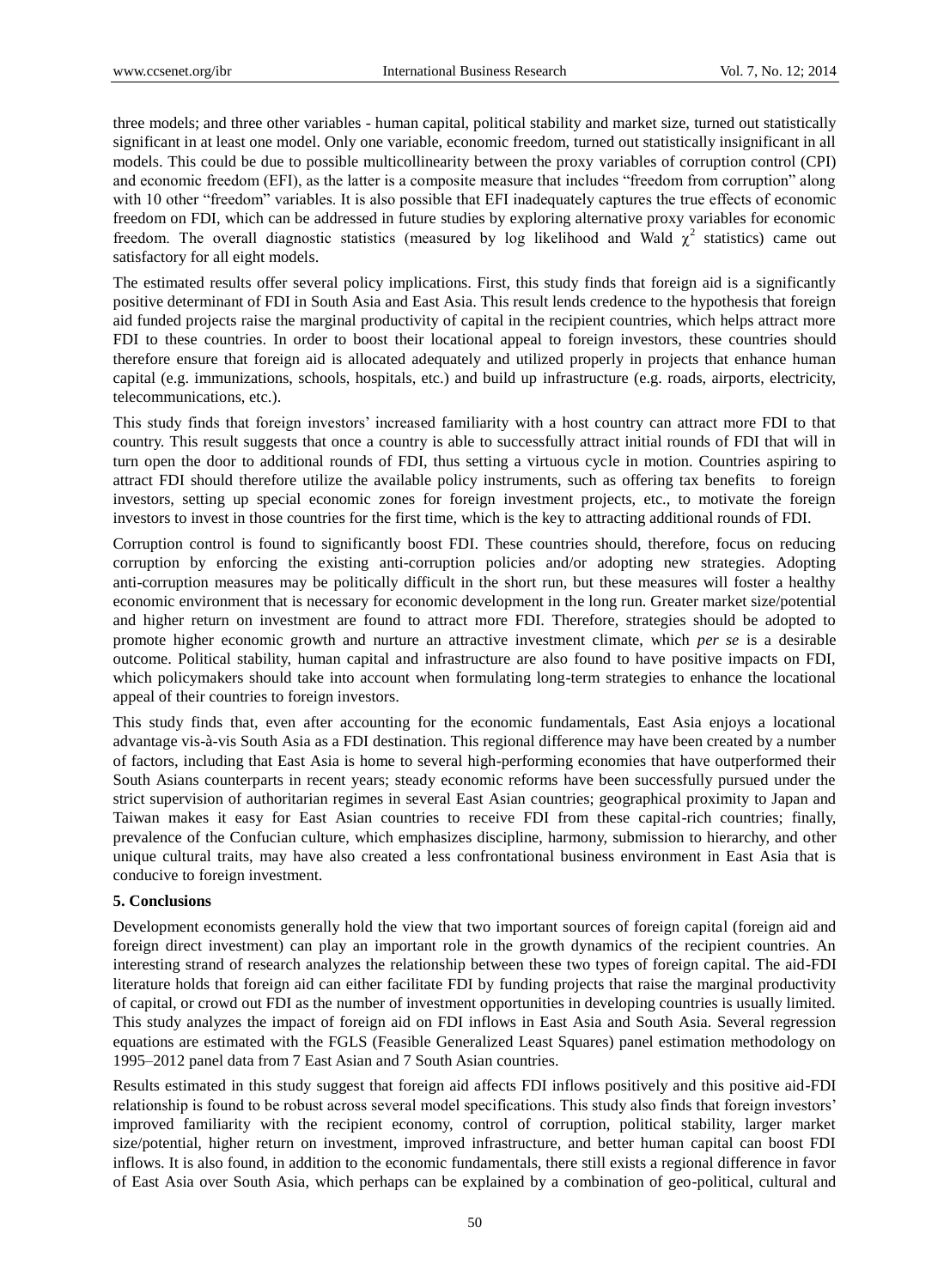three models; and three other variables - human capital, political stability and market size, turned out statistically significant in at least one model. Only one variable, economic freedom, turned out statistically insignificant in all models. This could be due to possible multicollinearity between the proxy variables of corruption control (CPI) and economic freedom (EFI), as the latter is a composite measure that includes "freedom from corruption" along with 10 other "freedom" variables. It is also possible that EFI inadequately captures the true effects of economic freedom on FDI, which can be addressed in future studies by exploring alternative proxy variables for economic freedom. The overall diagnostic statistics (measured by log likelihood and Wald $\chi^2$ statistics) came out satisfactory for all eight models.

The estimated results offer several policy implications. First, this study finds that foreign aid is a significantly positive determinant of FDI in South Asia and East Asia. This result lends credence to the hypothesis that foreign aid funded projects raise the marginal productivity of capital in the recipient countries, which helps attract more FDI to these countries. In order to boost their locational appeal to foreign investors, these countries should therefore ensure that foreign aid is allocated adequately and utilized properly in projects that enhance human capital (e.g. immunizations, schools, hospitals, etc.) and build up infrastructure (e.g. roads, airports, electricity, telecommunications, etc.).

This study finds that foreign investors' increased familiarity with a host country can attract more FDI to that country. This result suggests that once a country is able to successfully attract initial rounds of FDI that will in turn open the door to additional rounds of FDI, thus setting a virtuous cycle in motion. Countries aspiring to attract FDI should therefore utilize the available policy instruments, such as offering tax benefits to foreign investors, setting up special economic zones for foreign investment projects, etc., to motivate the foreign investors to invest in those countries for the first time, which is the key to attracting additional rounds of FDI.

Corruption control is found to significantly boost FDI. These countries should, therefore, focus on reducing corruption by enforcing the existing anti-corruption policies and/or adopting new strategies. Adopting anti-corruption measures may be politically difficult in the short run, but these measures will foster a healthy economic environment that is necessary for economic development in the long run. Greater market size/potential and higher return on investment are found to attract more FDI. Therefore, strategies should be adopted to promote higher economic growth and nurture an attractive investment climate, which *per se* is a desirable outcome. Political stability, human capital and infrastructure are also found to have positive impacts on FDI, which policymakers should take into account when formulating long-term strategies to enhance the locational appeal of their countries to foreign investors.

This study finds that, even after accounting for the economic fundamentals, East Asia enjoys a locational advantage vis-à-vis South Asia as a FDI destination. This regional difference may have been created by a number of factors, including that East Asia is home to several high-performing economies that have outperformed their South Asians counterparts in recent years; steady economic reforms have been successfully pursued under the strict supervision of authoritarian regimes in several East Asian countries; geographical proximity to Japan and Taiwan makes it easy for East Asian countries to receive FDI from these capital-rich countries; finally, prevalence of the Confucian culture, which emphasizes discipline, harmony, submission to hierarchy, and other unique cultural traits, may have also created a less confrontational business environment in East Asia that is conducive to foreign investment.

## 5. Conclusions

Development economists generally hold the view that two important sources of foreign capital (foreign aid and foreign direct investment) can play an important role in the growth dynamics of the recipient countries. An interesting strand of research analyzes the relationship between these two types of foreign capital. The aid-FDI literature holds that foreign aid can either facilitate FDI by funding projects that raise the marginal productivity of capital, or crowd out FDI as the number of investment opportunities in developing countries is usually limited. This study analyzes the impact of foreign aid on FDI inflows in East Asia and South Asia. Several regression equations are estimated with the FGLS (Feasible Generalized Least Squares) panel estimation methodology on 1995–2012 panel data from 7 East Asian and 7 South Asian countries.

Results estimated in this study suggest that foreign aid affects FDI inflows positively and this positive aid-FDI relationship is found to be robust across several model specifications. This study also finds that foreign investors' improved familiarity with the recipient economy, control of corruption, political stability, larger market size/potential, higher return on investment, improved infrastructure, and better human capital can boost FDI inflows. It is also found, in addition to the economic fundamentals, there still exists a regional difference in favor of East Asia over South Asia, which perhaps can be explained by a combination of geo-political, cultural and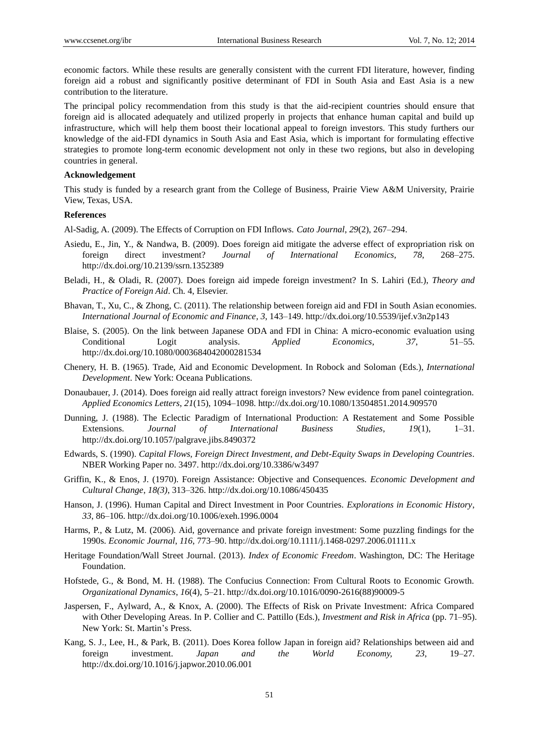economic factors. While these results are generally consistent with the current FDI literature, however, finding foreign aid a robust and significantly positive determinant of FDI in South Asia and East Asia is a new contribution to the literature.

The principal policy recommendation from this study is that the aid-recipient countries should ensure that foreign aid is allocated adequately and utilized properly in projects that enhance human capital and build up infrastructure, which will help them boost their locational appeal to foreign investors. This study furthers our knowledge of the aid-FDI dynamics in South Asia and East Asia, which is important for formulating effective strategies to promote long-term economic development not only in these two regions, but also in developing countries in general.

**Acknowledgement**

This study is funded by a research grant from the College of Business, Prairie View A&M University, Prairie View, Texas, USA.

**References**

Al-Sadig, A. (2009). The Effects of Corruption on FDI Inflows. *Cato Journal*, *29*(2), 267–294.

Asiedu, E., Jin, Y., & Nandwa, B. (2009). Does foreign aid mitigate the adverse effect of expropriation risk on foreign direct investment? *Journal of International Economics, 78*, 268–275. http://dx.doi.org/10.2139/ssrn.1352389

Beladi, H., & Oladi, R. (2007). Does foreign aid impede foreign investment? In S. Lahiri (Ed.), *Theory and Practice of Foreign Aid*. Ch. 4, Elsevier.

Bhavan, T., Xu, C., & Zhong, C. (2011). The relationship between foreign aid and FDI in South Asian economies. *International Journal of Economic and Finance*, *3*, 143–149. http://dx.doi.org/10.5539/ijef.v3n2p143

Blaise, S. (2005). On the link between Japanese ODA and FDI in China: A micro-economic evaluation using Conditional Logit analysis. *Applied Economics*, *37*, 51–55. http://dx.doi.org/10.1080/0003684042000281534

Chenery, H. B. (1965). Trade, Aid and Economic Development. In Robock and Soloman (Eds.), *International Development*. New York: Oceana Publications.

Donaubauer, J. (2014). Does foreign aid really attract foreign investors? New evidence from panel cointegration. *Applied Economics Letters*, *21*(15), 1094–1098. http://dx.doi.org/10.1080/13504851.2014.909570

Dunning, J. (1988). The Eclectic Paradigm of International Production: A Restatement and Some Possible Extensions. *Journal of International Business Studies*, *19*(1), 1–31. http://dx.doi.org/10.1057/palgrave.jibs.8490372

Edwards, S. (1990). *Capital Flows, Foreign Direct Investment, and Debt-Equity Swaps in Developing Countries*. NBER Working Paper no. 3497. http://dx.doi.org/10.3386/w3497

Griffin, K., & Enos, J. (1970). Foreign Assistance: Objective and Consequences. *Economic Development and Cultural Change*, *18(3)*, 313–326. http://dx.doi.org/10.1086/450435

Hanson, J. (1996). Human Capital and Direct Investment in Poor Countries. *Explorations in Economic History*, *33*, 86–106. http://dx.doi.org/10.1006/exeh.1996.0004

Harms, P., & Lutz, M. (2006). Aid, governance and private foreign investment: Some puzzling findings for the 1990s. *Economic Journal*, *116*, 773–90. http://dx.doi.org/10.1111/j.1468-0297.2006.01111.x

Heritage Foundation/Wall Street Journal. (2013). *Index of Economic Freedom*. Washington, DC: The Heritage Foundation.

Hofstede, G., & Bond, M. H. (1988). The Confucius Connection: From Cultural Roots to Economic Growth. *Organizational Dynamics*, *16*(4), 5–21. http://dx.doi.org/10.1016/0090-2616(88)90009-5

Jaspersen, F., Aylward, A., & Knox, A. (2000). The Effects of Risk on Private Investment: Africa Compared with Other Developing Areas. In P. Collier and C. Pattillo (Eds.), *Investment and Risk in Africa* (pp. 71–95). New York: St. Martin's Press.

Kang, S. J., Lee, H., & Park, B. (2011). Does Korea follow Japan in foreign aid? Relationships between aid and foreign investment. *Japan and the World Economy, 23*, 19–27. http://dx.doi.org/10.1016/j.japwor.2010.06.001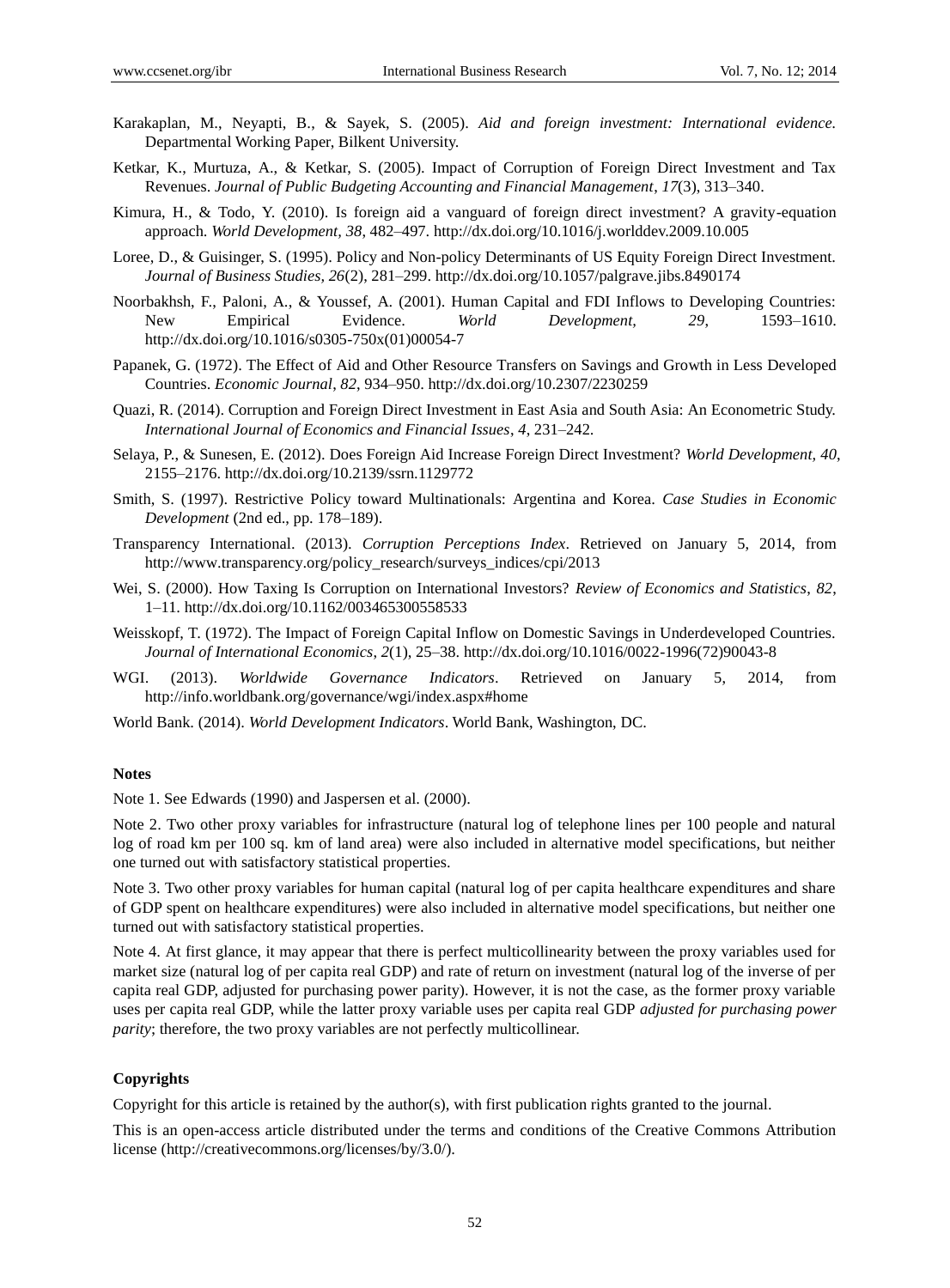Karakaplan, M., Neyapti, B., & Sayek, S. (2005). *Aid and foreign investment: International evidence.* Departmental Working Paper, Bilkent University.

Ketkar, K., Murtuza, A., & Ketkar, S. (2005). Impact of Corruption of Foreign Direct Investment and Tax Revenues. *Journal of Public Budgeting Accounting and Financial Management*, *17*(3), 313–340.

Kimura, H., & Todo, Y. (2010). Is foreign aid a vanguard of foreign direct investment? A gravity-equation approach. *World Development*, *38*, 482–497. http://dx.doi.org/10.1016/j.worlddev.2009.10.005

Loree, D., & Guisinger, S. (1995). Policy and Non-policy Determinants of US Equity Foreign Direct Investment. *Journal of Business Studies, 26*(2), 281–299. http://dx.doi.org/10.1057/palgrave.jibs.8490174

Noorbakhsh, F., Paloni, A., & Youssef, A. (2001). Human Capital and FDI Inflows to Developing Countries: New Empirical Evidence. *World Development*, *29*, 1593–1610. http://dx.doi.org/10.1016/s0305-750x(01)00054-7

Papanek, G. (1972). The Effect of Aid and Other Resource Transfers on Savings and Growth in Less Developed Countries. *Economic Journal*, *82*, 934–950. http://dx.doi.org/10.2307/2230259

Quazi, R. (2014). Corruption and Foreign Direct Investment in East Asia and South Asia: An Econometric Study. *International Journal of Economics and Financial Issues*, *4*, 231–242.

Selaya, P., & Sunesen, E. (2012). Does Foreign Aid Increase Foreign Direct Investment? *World Development, 40*, 2155–2176. http://dx.doi.org/10.2139/ssrn.1129772

Smith, S. (1997). Restrictive Policy toward Multinationals: Argentina and Korea. *Case Studies in Economic Development* (2nd ed., pp. 178–189).

Transparency International. (2013). *Corruption Perceptions Index*. Retrieved on January 5, 2014, from http://www.transparency.org/policy_research/surveys_indices/cpi/2013

Wei, S. (2000). How Taxing Is Corruption on International Investors? *Review of Economics and Statistics*, *82*, 1–11. http://dx.doi.org/10.1162/003465300558533

Weisskopf, T. (1972). The Impact of Foreign Capital Inflow on Domestic Savings in Underdeveloped Countries. *Journal of International Economics*, *2*(1), 25–38. http://dx.doi.org/10.1016/0022-1996(72)90043-8

WGI. (2013). *Worldwide Governance Indicators*. Retrieved on January 5, 2014, from http://info.worldbank.org/governance/wgi/index.aspx#home

World Bank. (2014). *World Development Indicators*. World Bank, Washington, DC.

### Notes

Note 1. See Edwards (1990) and Jaspersen et al. (2000).

Note 2. Two other proxy variables for infrastructure (natural log of telephone lines per 100 people and natural log of road km per 100 sq. km of land area) were also included in alternative model specifications, but neither one turned out with satisfactory statistical properties.

Note 3. Two other proxy variables for human capital (natural log of per capita healthcare expenditures and share of GDP spent on healthcare expenditures) were also included in alternative model specifications, but neither one turned out with satisfactory statistical properties.

Note 4. At first glance, it may appear that there is perfect multicollinearity between the proxy variables used for market size (natural log of per capita real GDP) and rate of return on investment (natural log of the inverse of per capita real GDP, adjusted for purchasing power parity). However, it is not the case, as the former proxy variable uses per capita real GDP, while the latter proxy variable uses per capita real GDP *adjusted for purchasing power parity*; therefore, the two proxy variables are not perfectly multicollinear.

### Copyrights

Copyright for this article is retained by the author(s), with first publication rights granted to the journal.

This is an open-access article distributed under the terms and conditions of the Creative Commons Attribution license (http://creativecommons.org/licenses/by/3.0/).